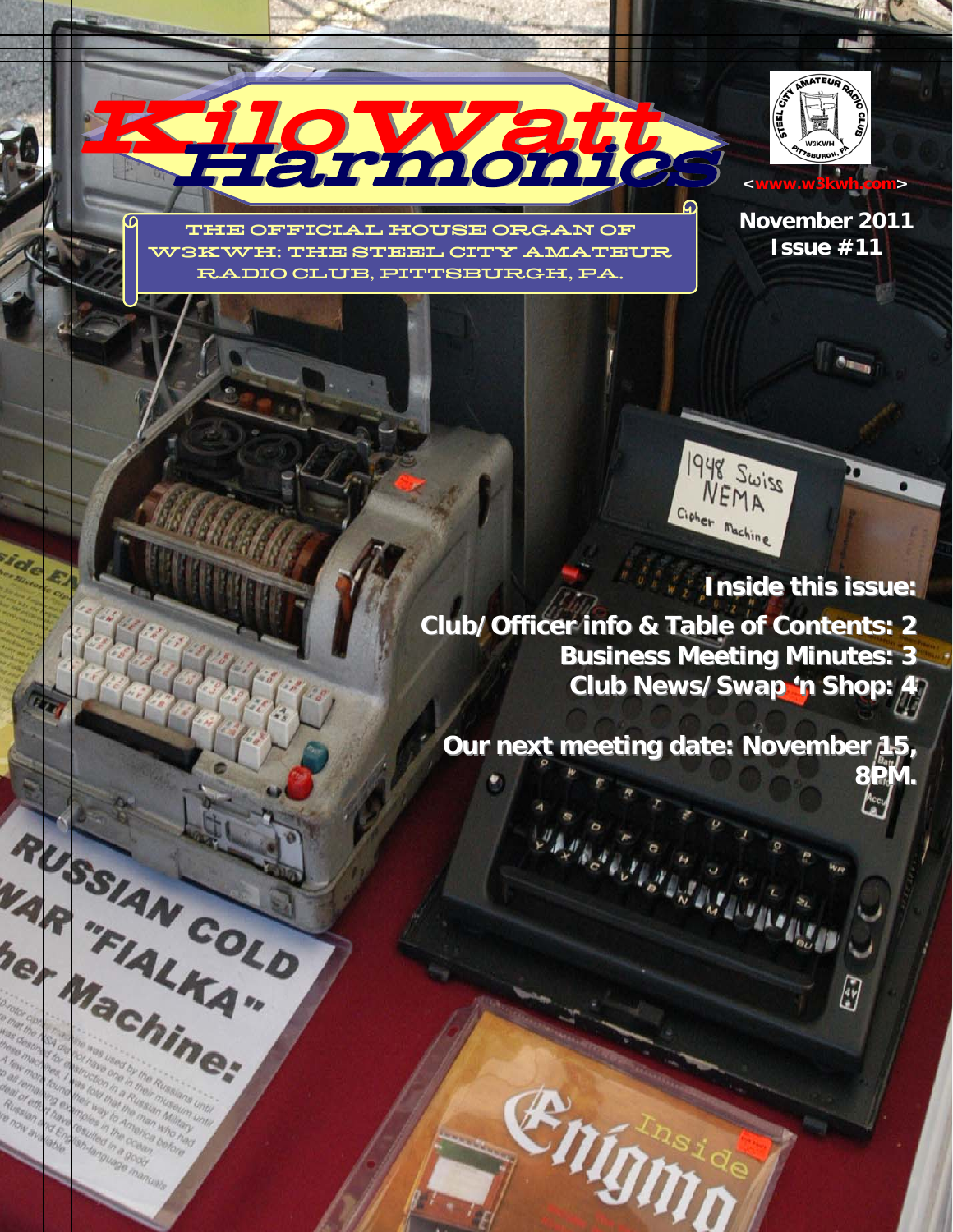# KiloWatt Harmonics

THE OFFICIAL HOUSE ORGAN OF W3KWH: THE STEEL CITY AMATEUR RADIO CLUB, PITTSBURGH, PA.

<www.w3kwh.com>

**November 2011**
**Issue #11**

**Inside this issue:**

**Club/Officer info & Table of Contents: 2**
**Business Meeting Minutes: 3**
**Club News/Swap 'n Shop: 4**

**Our next meeting date: November 15, 8PM.**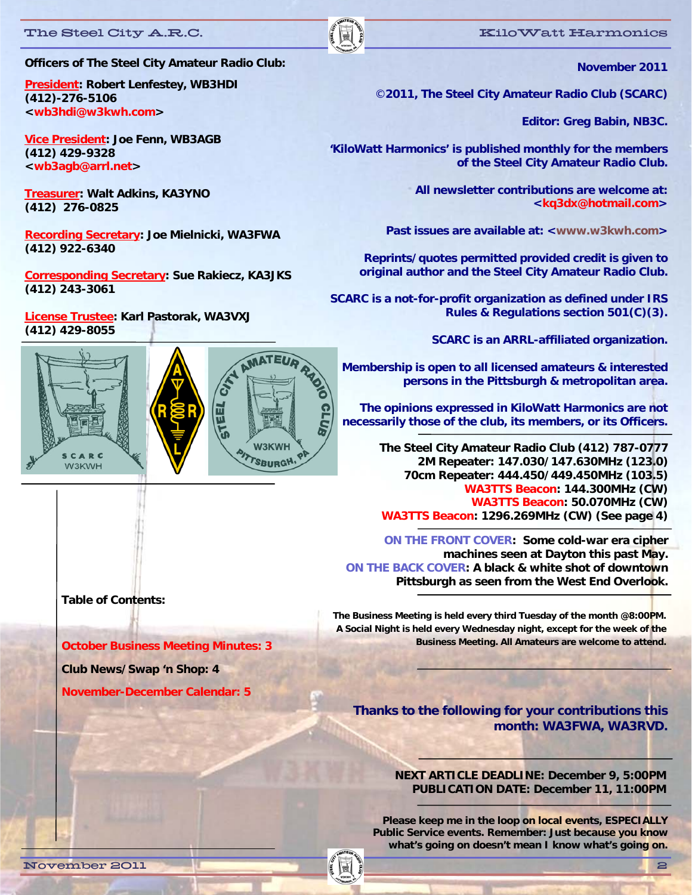**Officers of The Steel City Amateur Radio Club:**

**President: Robert Lenfestey, WB3HDI**
**(412)-276-5106**
**<wb3hdi@w3kwh.com>**

**Vice President: Joe Fenn, WB3AGB**
**(412) 429-9328**
**<wb3agb@arrl.net>**

**Treasurer: Walt Adkins, KA3YNO**
**(412) 276-0825**

**Recording Secretary: Joe Mielnicki, WA3FWA**
**(412) 922-6340**

**Corresponding Secretary: Sue Rakiecz, KA3JKS**
**(412) 243-3061**

**License Trustee: Karl Pastorak, WA3VXJ**
**(412) 429-8055**

**Table of Contents:**

**October Business Meeting Minutes: 3**

**Club News/Swap 'n Shop: 4**

**November-December Calendar: 5**

**November 2011**

**©2011, The Steel City Amateur Radio Club (SCARC)**

**Editor: Greg Babin, NB3C.**

**'KiloWatt Harmonics' is published monthly for the members of the Steel City Amateur Radio Club.**

**All newsletter contributions are welcome at: <kq3dx@hotmail.com>**

**Past issues are available at: <www.w3kwh.com>**

**Reprints/quotes permitted provided credit is given to original author and the Steel City Amateur Radio Club.**

**SCARC is a not-for-profit organization as defined under IRS Rules & Regulations section 501(C)(3).**

**SCARC is an ARRL-affiliated organization.**

**Membership is open to all licensed amateurs & interested persons in the Pittsburgh & metropolitan area.**

**The opinions expressed in KiloWatt Harmonics are not necessarily those of the club, its members, or its Officers.**

**The Steel City Amateur Radio Club (412) 787-0777**
**2M Repeater: 147.030/147.630MHz (123.0)**
**70cm Repeater: 444.450/449.450MHz (103.5)**
**WA3TTS Beacon: 144.300MHz (CW)**
**WA3TTS Beacon: 50.070MHz (CW)**
**WA3TTS Beacon: 1296.269MHz (CW) (See page 4)**

**ON THE FRONT COVER: Some cold-war era cipher machines seen at Dayton this past May.**
**ON THE BACK COVER: A black & white shot of downtown Pittsburgh as seen from the West End Overlook.**

**The Business Meeting is held every third Tuesday of the month @8:00PM. A Social Night is held every Wednesday night, except for the week of the Business Meeting. All Amateurs are welcome to attend.**

**Thanks to the following for your contributions this month: WA3FWA, WA3RVD.**

**NEXT ARTICLE DEADLINE: December 9, 5:00PM**
**PUBLICATION DATE: December 11, 11:00PM**

**Please keep me in the loop on local events, ESPECIALLY Public Service events. Remember: Just because you know what's going on doesn't mean I know what's going on.**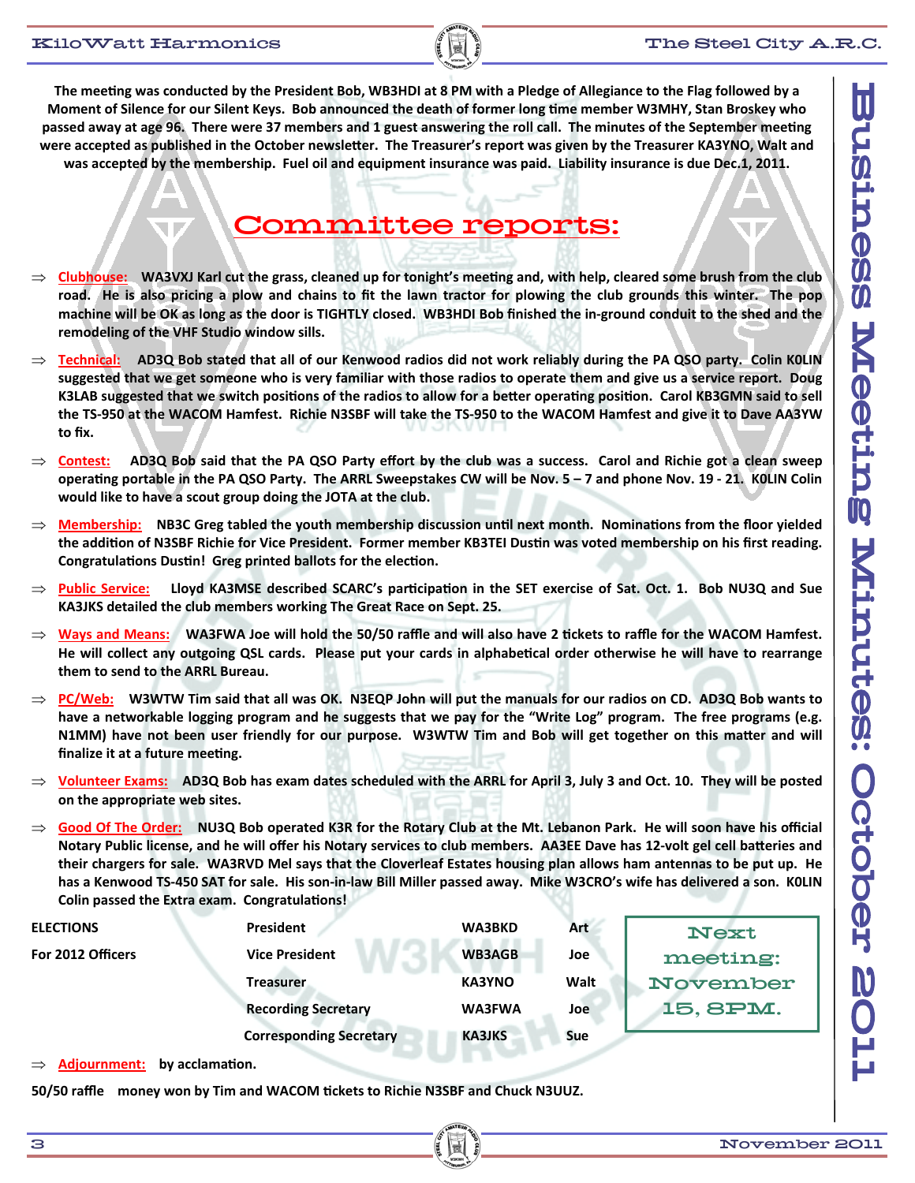# Business Meeting Minutes: October 2011

**The meeting was conducted by the President Bob, WB3HDI at 8 PM with a Pledge of Allegiance to the Flag followed by a Moment of Silence for our Silent Keys. Bob announced the death of former long time member W3MHY, Stan Broskey who passed away at age 96. There were 37 members and 1 guest answering the roll call. The minutes of the September meeting were accepted as published in the October newsletter. The Treasurer's report was given by the Treasurer KA3YNO, Walt and was accepted by the membership. Fuel oil and equipment insurance was paid. Liability insurance is due Dec.1, 2011.**

## Committee reports:

- **Clubhouse:** WA3VXJ Karl cut the grass, cleaned up for tonight's meeting and, with help, cleared some brush from the club road. He is also pricing a plow and chains to fit the lawn tractor for plowing the club grounds this winter. The pop machine will be OK as long as the door is TIGHTLY closed. WB3HDI Bob finished the in-ground conduit to the shed and the remodeling of the VHF Studio window sills.
- **Technical:** AD3Q Bob stated that all of our Kenwood radios did not work reliably during the PA QSO party. Colin K0LIN suggested that we get someone who is very familiar with those radios to operate them and give us a service report. Doug K3LAB suggested that we switch positions of the radios to allow for a better operating position. Carol KB3GMN said to sell the TS-950 at the WACOM Hamfest. Richie N3SBF will take the TS-950 to the WACOM Hamfest and give it to Dave AA3YW to fix.
- **Contest:** AD3Q Bob said that the PA QSO Party effort by the club was a success. Carol and Richie got a clean sweep operating portable in the PA QSO Party. The ARRL Sweepstakes CW will be Nov. 5 – 7 and phone Nov. 19 - 21. K0LIN Colin would like to have a scout group doing the JOTA at the club.
- **Membership:** NB3C Greg tabled the youth membership discussion until next month. Nominations from the floor yielded the addition of N3SBF Richie for Vice President. Former member KB3TEI Dustin was voted membership on his first reading. Congratulations Dustin! Greg printed ballots for the election.
- **Public Service:** Lloyd KA3MSE described SCARC's participation in the SET exercise of Sat. Oct. 1. Bob NU3Q and Sue KA3JKS detailed the club members working The Great Race on Sept. 25.
- **Ways and Means:** WA3FWA Joe will hold the 50/50 raffle and will also have 2 tickets to raffle for the WACOM Hamfest. He will collect any outgoing QSL cards. Please put your cards in alphabetical order otherwise he will have to rearrange them to send to the ARRL Bureau.
- **PC/Web:** W3WTW Tim said that all was OK. N3EQP John will put the manuals for our radios on CD. AD3Q Bob wants to have a networkable logging program and he suggests that we pay for the "Write Log" program. The free programs (e.g. N1MM) have not been user friendly for our purpose. W3WTW Tim and Bob will get together on this matter and will finalize it at a future meeting.
- **Volunteer Exams:** AD3Q Bob has exam dates scheduled with the ARRL for April 3, July 3 and Oct. 10. They will be posted on the appropriate web sites.
- **Good Of The Order:** NU3Q Bob operated K3R for the Rotary Club at the Mt. Lebanon Park. He will soon have his official Notary Public license, and he will offer his Notary services to club members. AA3EE Dave has 12-volt gel cell batteries and their chargers for sale. WA3RVD Mel says that the Cloverleaf Estates housing plan allows ham antennas to be put up. He has a Kenwood TS-450 SAT for sale. His son-in-law Bill Miller passed away. Mike W3CRO's wife has delivered a son. K0LIN Colin passed the Extra exam. Congratulations!

| ELECTIONS | | | |
|---|---|---|---|
| For 2012 Officers | President | WA3BKD | Art |
| | Vice President | WB3AGB | Joe |
| | Treasurer | KA3YNO | Walt |
| | Recording Secretary | WA3FWA | Joe |
| | Corresponding Secretary | KA3JKS | Sue |

**Next meeting: November 15, 8PM.**

- **Adjournment:** by acclamation.

**50/50 raffle** money won by Tim and WACOM tickets to Richie N3SBF and Chuck N3UUZ.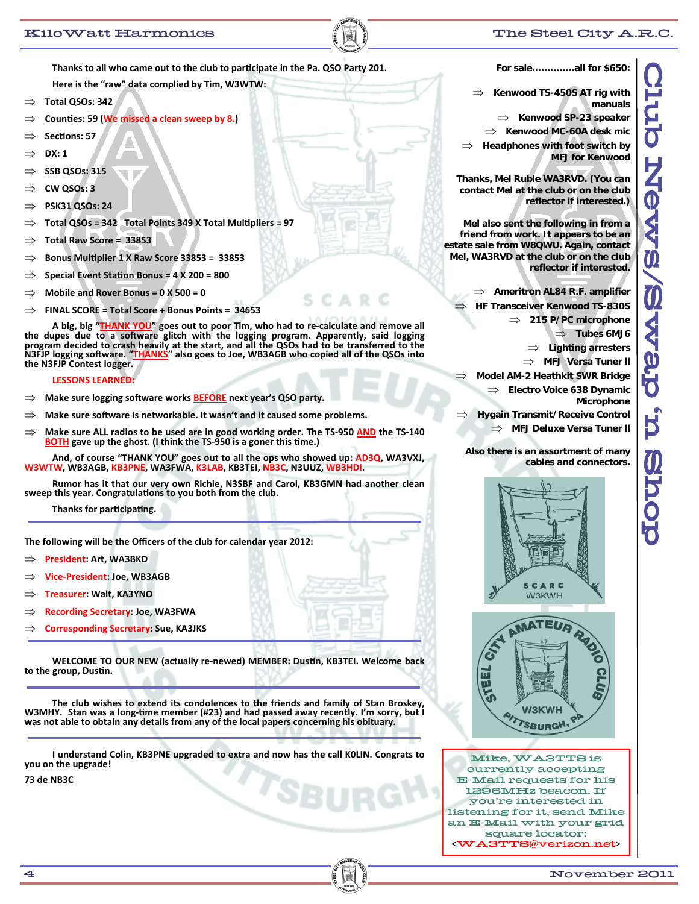Thanks to all who came out to the club to participate in the Pa. QSO Party 201.

Here is the “raw” data complied by Tim, W3WTW:

- Total QSOs: 342
- Counties: 59 (We missed a clean sweep by 8.)
- Sections: 57
- DX: 1
- SSB QSOs: 315
- CW QSOs: 3
- PSK31 QSOs: 24
- Total QSOs = 342 Total Points 349 X Total Multipliers = 97
- Total Raw Score = 33853
- Bonus Multiplier 1 X Raw Score 33853 = 33853
- Special Event Station Bonus = 4 X 200 = 800
- Mobile and Rover Bonus = 0 X 500 = 0
- FINAL SCORE = Total Score + Bonus Points = 34653

A big, big “THANK YOU” goes out to poor Tim, who had to re-calculate and remove all the dupes due to a software glitch with the logging program. Apparently, said logging program decided to crash heavily at the start, and all the QSOs had to be transferred to the N3FJP logging software. “THANKS” also goes to Joe, WB3AGB who copied all of the QSOs into the N3FJP Contest logger.

LESSONS LEARNED:

- Make sure logging software works BEFORE next year’s QSO party.
- Make sure software is networkable. It wasn’t and it caused some problems.
- Make sure ALL radios to be used are in good working order. The TS-950 AND the TS-140 BOTH gave up the ghost. (I think the TS-950 is a goner this time.)

And, of course “THANK YOU” goes out to all the ops who showed up: AD3Q, WA3VXJ, W3WTW, WB3AGB, KB3PNE, WA3FWA, K3LAB, KB3TEI, NB3C, N3UUZ, WB3HDI.

Rumor has it that our very own Richie, N3SBF and Carol, KB3GMN had another clean sweep this year. Congratulations to you both from the club.

Thanks for participating.

---

The following will be the Officers of the club for calendar year 2012:

- President: Art, WA3BKD
- Vice-President: Joe, WB3AGB
- Treasurer: Walt, KA3YNO
- Recording Secretary: Joe, WA3FWA
- Corresponding Secretary: Sue, KA3JKS

---

WELCOME TO OUR NEW (actually re-newed) MEMBER: Dustin, KB3TEI. Welcome back to the group, Dustin.

---

The club wishes to extend its condolences to the friends and family of Stan Broskey, W3MHY. Stan was a long-time member (#23) and had passed away recently. I’m sorry, but I was not able to obtain any details from any of the local papers concerning his obituary.

---

I understand Colin, KB3PNE upgraded to extra and now has the call K0LIN. Congrats to you on the upgrade!

73 de NB3C

## Club News/Swap ‘n Shop

For sale.............all for $650:

- Kenwood TS-450S AT rig with manuals
- Kenwood SP-23 speaker
- Kenwood MC-60A desk mic
- Headphones with foot switch by MFJ for Kenwood

Thanks, Mel Ruble WA3RVD. (You can contact Mel at the club or on the club reflector if interested.)

Mel also sent the following in from a friend from work. It appears to be an estate sale from W8QWU. Again, contact Mel, WA3RVD at the club or on the club reflector if interested.

- Ameritron AL84 R.F. amplifier
- HF Transceiver Kenwood TS-830S
- 215 P/PC microphone
- Tubes 6MJ6
- Lighting arresters
- MFJ Versa Tuner II
- Model AM-2 Heathkit SWR Bridge
- Electro Voice 638 Dynamic Microphone
- Hygain Transmit/Receive Control
- MFJ Deluxe Versa Tuner II

Also there is an assortment of many cables and connectors.

SCARC
W3KWH

STEEL CITY AMATEUR RADIO CLUB
W3KWH
PITTSBURGH, PA

Mike, WA3TTS is currently accepting E-Mail requests for his 1296MHz beacon. If you’re interested in listening for it, send Mike an E-Mail with your grid square locator: <WA3TTS@verizon.net>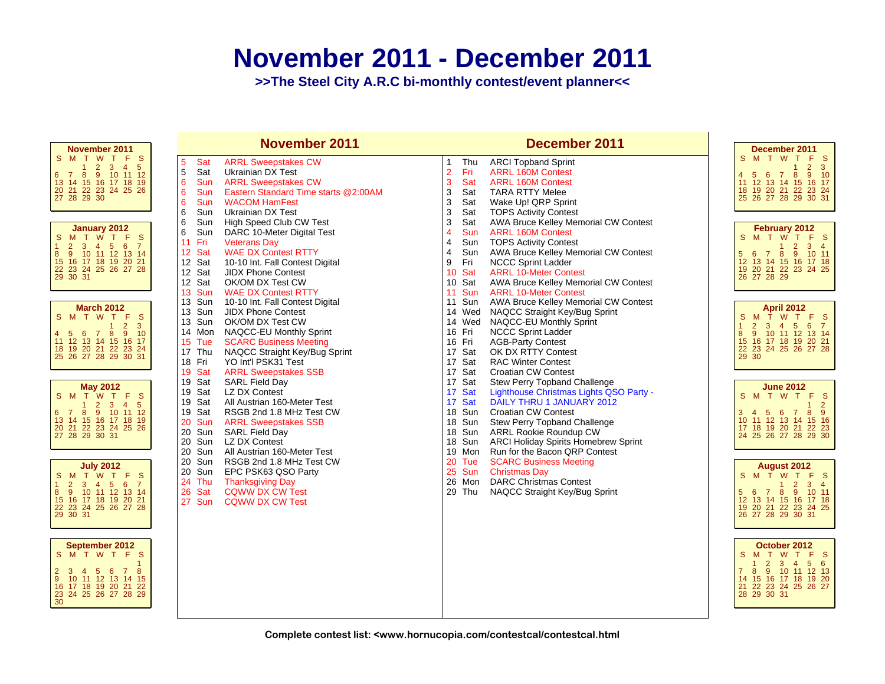# November 2011 - December 2011

**>>The Steel City A.R.C bi-monthly contest/event planner<<**

### November 2011

| S | M | T | W | T | F | S |
|---|---|---|---|---|---|---|
| | | 1 | 2 | 3 | 4 | 5 |
| 6 | 7 | 8 | 9 | 10 | 11 | 12 |
| 13 | 14 | 15 | 16 | 17 | 18 | 19 |
| 20 | 21 | 22 | 23 | 24 | 25 | 26 |
| 27 | 28 | 29 | 30 | | | |

### January 2012

| S | M | T | W | T | F | S |
|---|---|---|---|---|---|---|
| 1 | 2 | 3 | 4 | 5 | 6 | 7 |
| 8 | 9 | 10 | 11 | 12 | 13 | 14 |
| 15 | 16 | 17 | 18 | 19 | 20 | 21 |
| 22 | 23 | 24 | 25 | 26 | 27 | 28 |
| 29 | 30 | 31 | | | | |

### March 2012

| S | M | T | W | T | F | S |
|---|---|---|---|---|---|---|
| | | | | 1 | 2 | 3 |
| 4 | 5 | 6 | 7 | 8 | 9 | 10 |
| 11 | 12 | 13 | 14 | 15 | 16 | 17 |
| 18 | 19 | 20 | 21 | 22 | 23 | 24 |
| 25 | 26 | 27 | 28 | 29 | 30 | 31 |

### May 2012

| S | M | T | W | T | F | S |
|---|---|---|---|---|---|---|
| | | 1 | 2 | 3 | 4 | 5 |
| 6 | 7 | 8 | 9 | 10 | 11 | 12 |
| 13 | 14 | 15 | 16 | 17 | 18 | 19 |
| 20 | 21 | 22 | 23 | 24 | 25 | 26 |
| 27 | 28 | 29 | 30 | 31 | | |

### July 2012

| S | M | T | W | T | F | S |
|---|---|---|---|---|---|---|
| 1 | 2 | 3 | 4 | 5 | 6 | 7 |
| 8 | 9 | 10 | 11 | 12 | 13 | 14 |
| 15 | 16 | 17 | 18 | 19 | 20 | 21 |
| 22 | 23 | 24 | 25 | 26 | 27 | 28 |
| 29 | 30 | 31 | | | | |

### September 2012

| S | M | T | W | T | F | S |
|---|---|---|---|---|---|---|
| | | | | | | 1 |
| 2 | 3 | 4 | 5 | 6 | 7 | 8 |
| 9 | 10 | 11 | 12 | 13 | 14 | 15 |
| 16 | 17 | 18 | 19 | 20 | 21 | 22 |
| 23 | 24 | 25 | 26 | 27 | 28 | 29 |
| 30 | | | | | | |

## November 2011

| Date | Day | Event |
|---|---|---|
| 5 | Sat | ARRL Sweepstakes CW |
| 5 | Sat | Ukrainian DX Test |
| 6 | Sun | ARRL Sweepstakes CW |
| 6 | Sun | Eastern Standard Time starts @2:00AM |
| 6 | Sun | WACOM HamFest |
| 6 | Sun | Ukrainian DX Test |
| 6 | Sun | High Speed Club CW Test |
| 6 | Sun | DARC 10-Meter Digital Test |
| 11 | Fri | Veterans Day |
| 12 | Sat | WAE DX Contest RTTY |
| 12 | Sat | 10-10 Int. Fall Contest Digital |
| 12 | Sat | JIDX Phone Contest |
| 12 | Sat | OK/OM DX Test CW |
| 13 | Sun | WAE DX Contest RTTY |
| 13 | Sun | 10-10 Int. Fall Contest Digital |
| 13 | Sun | JIDX Phone Contest |
| 13 | Sun | OK/OM DX Test CW |
| 14 | Mon | NAQCC-EU Monthly Sprint |
| 15 | Tue | SCARC Business Meeting |
| 17 | Thu | NAQCC Straight Key/Bug Sprint |
| 18 | Fri | YO Int'l PSK31 Test |
| 19 | Sat | ARRL Sweepstakes SSB |
| 19 | Sat | SARL Field Day |
| 19 | Sat | LZ DX Contest |
| 19 | Sat | All Austrian 160-Meter Test |
| 19 | Sat | RSGB 2nd 1.8 MHz Test CW |
| 20 | Sun | ARRL Sweepstakes SSB |
| 20 | Sun | SARL Field Day |
| 20 | Sun | LZ DX Contest |
| 20 | Sun | All Austrian 160-Meter Test |
| 20 | Sun | RSGB 2nd 1.8 MHz Test CW |
| 20 | Sun | EPC PSK63 QSO Party |
| 24 | Thu | Thanksgiving Day |
| 26 | Sat | CQWW DX CW Test |
| 27 | Sun | CQWW DX CW Test |

## December 2011

| Date | Day | Event |
|---|---|---|
| 1 | Thu | ARCI Topband Sprint |
| 2 | Fri | ARRL 160M Contest |
| 3 | Sat | ARRL 160M Contest |
| 3 | Sat | TARA RTTY Melee |
| 3 | Sat | Wake Up! QRP Sprint |
| 3 | Sat | TOPS Activity Contest |
| 3 | Sat | AWA Bruce Kelley Memorial CW Contest |
| 4 | Sun | ARRL 160M Contest |
| 4 | Sun | TOPS Activity Contest |
| 4 | Sun | AWA Bruce Kelley Memorial CW Contest |
| 9 | Fri | NCCC Sprint Ladder |
| 10 | Sat | ARRL 10-Meter Contest |
| 10 | Sat | AWA Bruce Kelley Memorial CW Contest |
| 11 | Sun | ARRL 10-Meter Contest |
| 11 | Sun | AWA Bruce Kelley Memorial CW Contest |
| 14 | Wed | NAQCC Straight Key/Bug Sprint |
| 14 | Wed | NAQCC-EU Monthly Sprint |
| 16 | Fri | NCCC Sprint Ladder |
| 16 | Fri | AGB-Party Contest |
| 17 | Sat | OK DX RTTY Contest |
| 17 | Sat | RAC Winter Contest |
| 17 | Sat | Croatian CW Contest |
| 17 | Sat | Stew Perry Topband Challenge |
| 17 | Sat | Lighthouse Christmas Lights QSO Party - |
| 17 | Sat | DAILY THRU 1 JANUARY 2012 |
| 18 | Sun | Croatian CW Contest |
| 18 | Sun | Stew Perry Topband Challenge |
| 18 | Sun | ARRL Rookie Roundup CW |
| 18 | Sun | ARCI Holiday Spirits Homebrew Sprint |
| 19 | Mon | Run for the Bacon QRP Contest |
| 20 | Tue | SCARC Business Meeting |
| 25 | Sun | Christmas Day |
| 26 | Mon | DARC Christmas Contest |
| 29 | Thu | NAQCC Straight Key/Bug Sprint |

### December 2011

| S | M | T | W | T | F | S |
|---|---|---|---|---|---|---|
| | | | | 1 | 2 | 3 |
| 4 | 5 | 6 | 7 | 8 | 9 | 10 |
| 11 | 12 | 13 | 14 | 15 | 16 | 17 |
| 18 | 19 | 20 | 21 | 22 | 23 | 24 |
| 25 | 26 | 27 | 28 | 29 | 30 | 31 |

### February 2012

| S | M | T | W | T | F | S |
|---|---|---|---|---|---|---|
| | | | 1 | 2 | 3 | 4 |
| 5 | 6 | 7 | 8 | 9 | 10 | 11 |
| 12 | 13 | 14 | 15 | 16 | 17 | 18 |
| 19 | 20 | 21 | 22 | 23 | 24 | 25 |
| 26 | 27 | 28 | 29 | | | |

### April 2012

| S | M | T | W | T | F | S |
|---|---|---|---|---|---|---|
| 1 | 2 | 3 | 4 | 5 | 6 | 7 |
| 8 | 9 | 10 | 11 | 12 | 13 | 14 |
| 15 | 16 | 17 | 18 | 19 | 20 | 21 |
| 22 | 23 | 24 | 25 | 26 | 27 | 28 |
| 29 | 30 | | | | | |

### June 2012

| S | M | T | W | T | F | S |
|---|---|---|---|---|---|---|
| | | | | | 1 | 2 |
| 3 | 4 | 5 | 6 | 7 | 8 | 9 |
| 10 | 11 | 12 | 13 | 14 | 15 | 16 |
| 17 | 18 | 19 | 20 | 21 | 22 | 23 |
| 24 | 25 | 26 | 27 | 28 | 29 | 30 |

### August 2012

| S | M | T | W | T | F | S |
|---|---|---|---|---|---|---|
| | | | 1 | 2 | 3 | 4 |
| 5 | 6 | 7 | 8 | 9 | 10 | 11 |
| 12 | 13 | 14 | 15 | 16 | 17 | 18 |
| 19 | 20 | 21 | 22 | 23 | 24 | 25 |
| 26 | 27 | 28 | 29 | 30 | 31 | |

### October 2012

| S | M | T | W | T | F | S |
|---|---|---|---|---|---|---|
| | 1 | 2 | 3 | 4 | 5 | 6 |
| 7 | 8 | 9 | 10 | 11 | 12 | 13 |
| 14 | 15 | 16 | 17 | 18 | 19 | 20 |
| 21 | 22 | 23 | 24 | 25 | 26 | 27 |
| 28 | 29 | 30 | 31 | | | |

**Complete contest list: <www.hornucopia.com/contestcal/contestcal.html**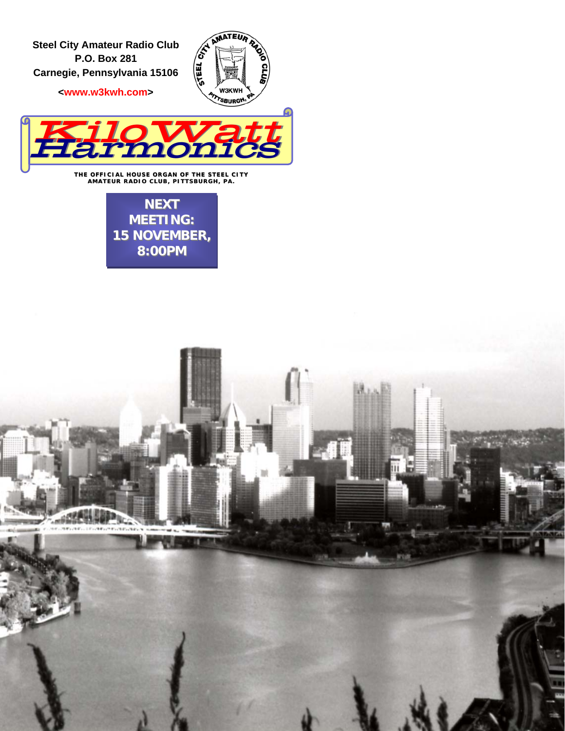**Steel City Amateur Radio Club**
**P.O. Box 281**
**Carnegie, Pennsylvania 15106**

**<www.w3kwh.com>**

# KiloWatt Harmonics

THE OFFICIAL HOUSE ORGAN OF THE STEEL CITY AMATEUR RADIO CLUB, PITTSBURGH, PA.

**NEXT MEETING: 15 NOVEMBER, 8:00PM**